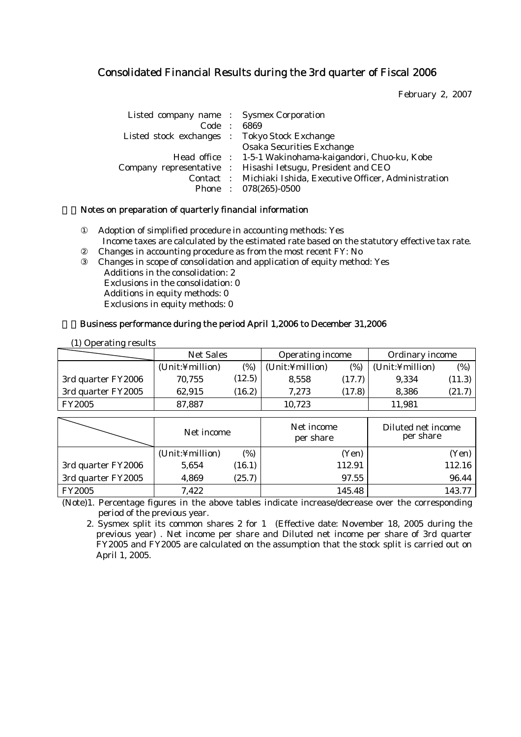# Consolidated Financial Results during the 3rd quarter of Fiscal 2006

February 2, 2007

| | | |
|---|---|---|
| Listed company name | : | Sysmex Corporation |
| Code | : | 6869 |
| Listed stock exchanges | : | Tokyo Stock Exchange |
| | | Osaka Securities Exchange |
| Head office | : | 1-5-1 Wakinohama-kaigandori, Chuo-ku, Kobe |
| Company representative | : | Hisashi Ietsugu, President and CEO |
| Contact | : | Michiaki Ishida, Executive Officer, Administration |
| Phone | : | 078(265)-0500 |

## Notes on preparation of quarterly financial information

① Adoption of simplified procedure in accounting methods: Yes
Income taxes are calculated by the estimated rate based on the statutory effective tax rate.

② Changes in accounting procedure as from the most recent FY: No

③ Changes in scope of consolidation and application of equity method: Yes
Additions in the consolidation: 2
Exclusions in the consolidation: 0
Additions in equity methods: 0
Exclusions in equity methods: 0

## Business performance during the period April 1,2006 to December 31,2006

(1) Operating results

| | Net Sales | | Operating income | | Ordinary income | |
|---|---|---|---|---|---|---|
| | (Unit:¥million) | (%) | (Unit:¥million) | (%) | (Unit:¥million) | (%) |
| 3rd quarter FY2006 | 70,755 | (12.5) | 8,558 | (17.7) | 9,334 | (11.3) |
| 3rd quarter FY2005 | 62,915 | (16.2) | 7,273 | (17.8) | 8,386 | (21.7) |
| FY2005 | 87,887 | | 10,723 | | 11,981 | |

| | Net income | | Net income per share | Diluted net income per share |
|---|---|---|---|---|
| | (Unit:¥million) | (%) | (Yen) | (Yen) |
| 3rd quarter FY2006 | 5,654 | (16.1) | 112.91 | 112.16 |
| 3rd quarter FY2005 | 4,869 | (25.7) | 97.55 | 96.44 |
| FY2005 | 7,422 | | 145.48 | 143.77 |

(Note)1. Percentage figures in the above tables indicate increase/decrease over the corresponding period of the previous year.

2. Sysmex split its common shares 2 for 1 (Effective date: November 18, 2005 during the previous year) . Net income per share and Diluted net income per share of 3rd quarter FY2005 and FY2005 are calculated on the assumption that the stock split is carried out on April 1, 2005.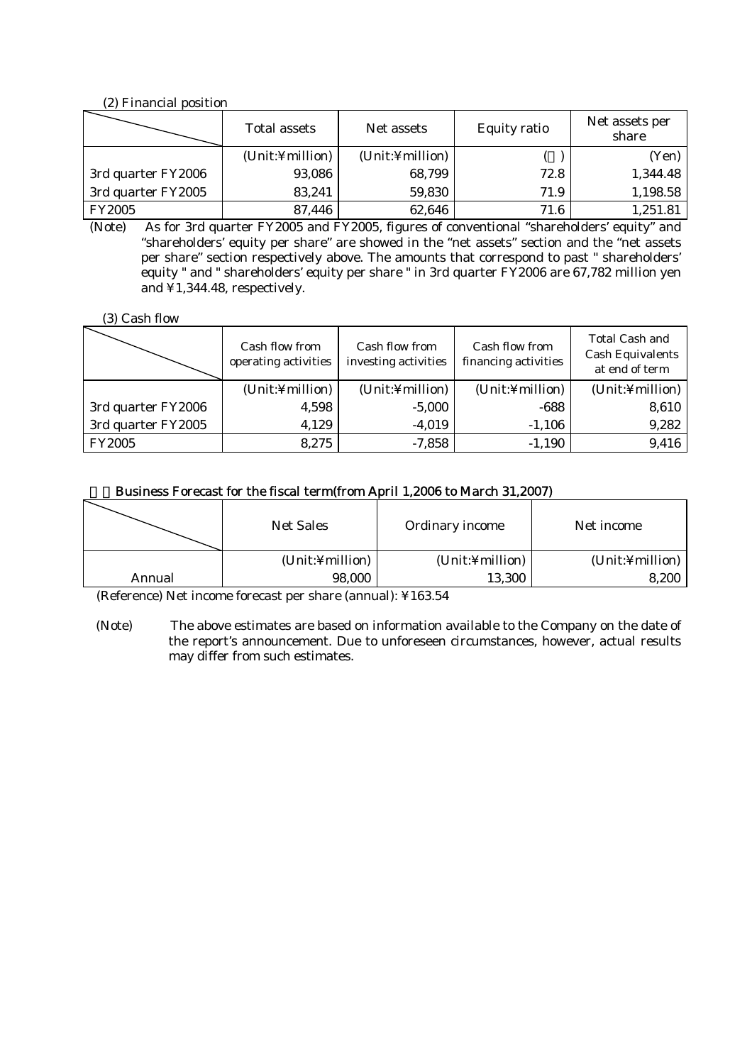(2) Financial position

| | Total assets | Net assets | Equity ratio | Net assets per share |
|---|---|---|---|---|
| | (Unit:¥million) | (Unit:¥million) | ( ) | (Yen) |
| 3rd quarter FY2006 | 93,086 | 68,799 | 72.8 | 1,344.48 |
| 3rd quarter FY2005 | 83,241 | 59,830 | 71.9 | 1,198.58 |
| FY2005 | 87,446 | 62,646 | 71.6 | 1,251.81 |

(Note) As for 3rd quarter FY2005 and FY2005, figures of conventional "shareholders' equity" and "shareholders' equity per share" are showed in the "net assets" section and the "net assets per share" section respectively above. The amounts that correspond to past " shareholders' equity " and " shareholders' equity per share " in 3rd quarter FY2006 are 67,782 million yen and ¥1,344.48, respectively.

(3) Cash flow

| | Cash flow from operating activities | Cash flow from investing activities | Cash flow from financing activities | Total Cash and Cash Equivalents at end of term |
|---|---|---|---|---|
| | (Unit:¥million) | (Unit:¥million) | (Unit:¥million) | (Unit:¥million) |
| 3rd quarter FY2006 | 4,598 | -5,000 | -688 | 8,610 |
| 3rd quarter FY2005 | 4,129 | -4,019 | -1,106 | 9,282 |
| FY2005 | 8,275 | -7,858 | -1,190 | 9,416 |

**Business Forecast for the fiscal term(from April 1,2006 to March 31,2007)**

| | Net Sales | Ordinary income | Net income |
|---|---|---|---|
| | (Unit:¥million) | (Unit:¥million) | (Unit:¥million) |
| Annual | 98,000 | 13,300 | 8,200 |

(Reference) Net income forecast per share (annual): ¥163.54

(Note) The above estimates are based on information available to the Company on the date of the report's announcement. Due to unforeseen circumstances, however, actual results may differ from such estimates.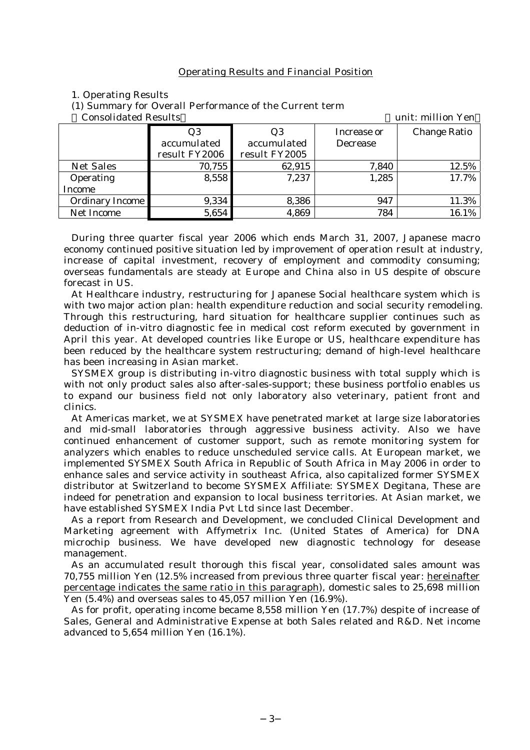## Operating Results and Financial Position

1. Operating Results

(1) Summary for Overall Performance of the Current term

（Consolidated Results） （unit: million Yen）

| | Q3 accumulated result FY2006 | Q3 accumulated result FY2005 | Increase or Decrease | Change Ratio |
|---|---|---|---|---|
| Net Sales | 70,755 | 62,915 | 7,840 | 12.5% |
| Operating Income | 8,558 | 7,237 | 1,285 | 17.7% |
| Ordinary Income | 9,334 | 8,386 | 947 | 11.3% |
| Net Income | 5,654 | 4,869 | 784 | 16.1% |

During three quarter fiscal year 2006 which ends March 31, 2007, Japanese macro economy continued positive situation led by improvement of operation result at industry, increase of capital investment, recovery of employment and commodity consuming; overseas fundamentals are steady at Europe and China also in US despite of obscure forecast in US.

At Healthcare industry, restructuring for Japanese Social healthcare system which is with two major action plan: health expenditure reduction and social security remodeling. Through this restructuring, hard situation for healthcare supplier continues such as deduction of in-vitro diagnostic fee in medical cost reform executed by government in April this year. At developed countries like Europe or US, healthcare expenditure has been reduced by the healthcare system restructuring; demand of high-level healthcare has been increasing in Asian market.

SYSMEX group is distributing in-vitro diagnostic business with total supply which is with not only product sales also after-sales-support; these business portfolio enables us to expand our business field not only laboratory also veterinary, patient front and clinics.

At Americas market, we at SYSMEX have penetrated market at large size laboratories and mid-small laboratories through aggressive business activity. Also we have continued enhancement of customer support, such as remote monitoring system for analyzers which enables to reduce unscheduled service calls. At European market, we implemented SYSMEX South Africa in Republic of South Africa in May 2006 in order to enhance sales and service activity in southeast Africa, also capitalized former SYSMEX distributor at Switzerland to become SYSMEX Affiliate: SYSMEX Degitana, These are indeed for penetration and expansion to local business territories. At Asian market, we have established SYSMEX India Pvt Ltd since last December.

As a report from Research and Development, we concluded Clinical Development and Marketing agreement with Affymetrix Inc. (United States of America) for DNA microchip business. We have developed new diagnostic technology for desease management.

As an accumulated result thorough this fiscal year, consolidated sales amount was 70,755 million Yen (12.5% increased from previous three quarter fiscal year: hereinafter percentage indicates the same ratio in this paragraph), domestic sales to 25,698 million Yen (5.4%) and overseas sales to 45,057 million Yen (16.9%).

As for profit, operating income became 8,558 million Yen (17.7%) despite of increase of Sales, General and Administrative Expense at both Sales related and R&D. Net income advanced to 5,654 million Yen (16.1%).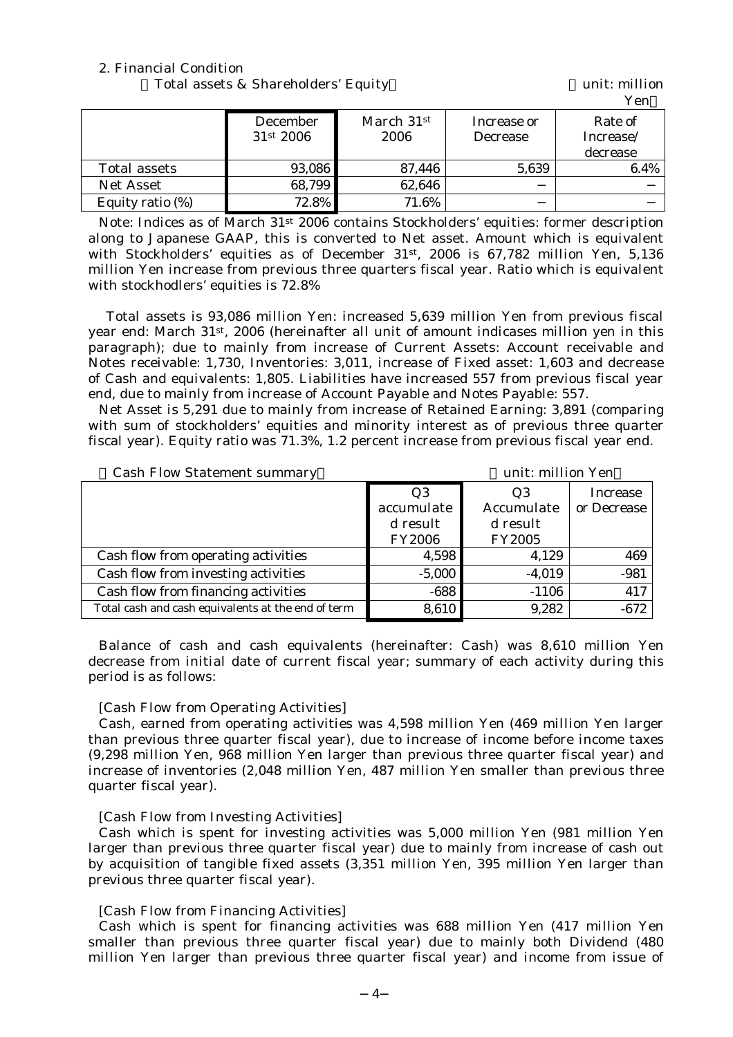2. Financial Condition

（Total assets & Shareholders' Equity） （unit: million Yen）

| | December 31st 2006 | March 31st 2006 | Increase or Decrease | Rate of Increase/ decrease |
|---|---|---|---|---|
| Total assets | 93,086 | 87,446 | 5,639 | 6.4% |
| Net Asset | 68,799 | 62,646 | − | − |
| Equity ratio (%) | 72.8% | 71.6% | − | − |

Note: Indices as of March 31st 2006 contains Stockholders' equities: former description along to Japanese GAAP, this is converted to Net asset. Amount which is equivalent with Stockholders' equities as of December 31st, 2006 is 67,782 million Yen, 5,136 million Yen increase from previous three quarters fiscal year. Ratio which is equivalent with stockhodlers' equities is 72.8%

Total assets is 93,086 million Yen: increased 5,639 million Yen from previous fiscal year end: March 31st, 2006 (hereinafter all unit of amount indicases million yen in this paragraph); due to mainly from increase of Current Assets: Account receivable and Notes receivable: 1,730, Inventories: 3,011, increase of Fixed asset: 1,603 and decrease of Cash and equivalents: 1,805. Liabilities have increased 557 from previous fiscal year end, due to mainly from increase of Account Payable and Notes Payable: 557.

Net Asset is 5,291 due to mainly from increase of Retained Earning: 3,891 (comparing with sum of stockholders' equities and minority interest as of previous three quarter fiscal year). Equity ratio was 71.3%, 1.2 percent increase from previous fiscal year end.

（Cash Flow Statement summary） （unit: million Yen）

| | Q3 accumulated result FY2006 | Q3 Accumulated result FY2005 | Increase or Decrease |
|---|---|---|---|
| Cash flow from operating activities | 4,598 | 4,129 | 469 |
| Cash flow from investing activities | -5,000 | -4,019 | -981 |
| Cash flow from financing activities | -688 | -1106 | 417 |
| Total cash and cash equivalents at the end of term | 8,610 | 9,282 | -672 |

Balance of cash and cash equivalents (hereinafter: Cash) was 8,610 million Yen decrease from initial date of current fiscal year; summary of each activity during this period is as follows:

[Cash Flow from Operating Activities]

Cash, earned from operating activities was 4,598 million Yen (469 million Yen larger than previous three quarter fiscal year), due to increase of income before income taxes (9,298 million Yen, 968 million Yen larger than previous three quarter fiscal year) and increase of inventories (2,048 million Yen, 487 million Yen smaller than previous three quarter fiscal year).

[Cash Flow from Investing Activities]

Cash which is spent for investing activities was 5,000 million Yen (981 million Yen larger than previous three quarter fiscal year) due to mainly from increase of cash out by acquisition of tangible fixed assets (3,351 million Yen, 395 million Yen larger than previous three quarter fiscal year).

[Cash Flow from Financing Activities]

Cash which is spent for financing activities was 688 million Yen (417 million Yen smaller than previous three quarter fiscal year) due to mainly both Dividend (480 million Yen larger than previous three quarter fiscal year) and income from issue of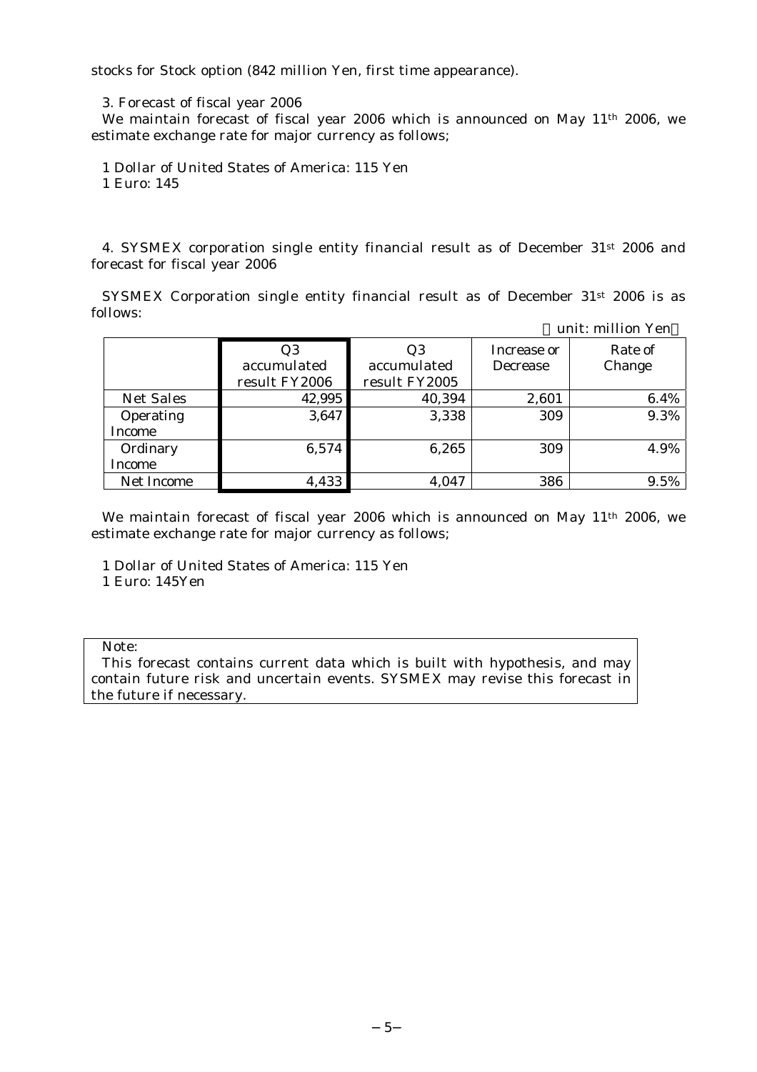stocks for Stock option (842 million Yen, first time appearance).

3. Forecast of fiscal year 2006

We maintain forecast of fiscal year 2006 which is announced on May 11th 2006, we estimate exchange rate for major currency as follows;

1 Dollar of United States of America: 115 Yen
1 Euro: 145

4. SYSMEX corporation single entity financial result as of December 31st 2006 and forecast for fiscal year 2006

SYSMEX Corporation single entity financial result as of December 31st 2006 is as follows:

（unit: million Yen）

| | Q3 accumulated result FY2006 | Q3 accumulated result FY2005 | Increase or Decrease | Rate of Change |
|---|---|---|---|---|
| Net Sales | 42,995 | 40,394 | 2,601 | 6.4% |
| Operating Income | 3,647 | 3,338 | 309 | 9.3% |
| Ordinary Income | 6,574 | 6,265 | 309 | 4.9% |
| Net Income | 4,433 | 4,047 | 386 | 9.5% |

We maintain forecast of fiscal year 2006 which is announced on May 11th 2006, we estimate exchange rate for major currency as follows;

1 Dollar of United States of America: 115 Yen
1 Euro: 145Yen

Note:
This forecast contains current data which is built with hypothesis, and may contain future risk and uncertain events. SYSMEX may revise this forecast in the future if necessary.